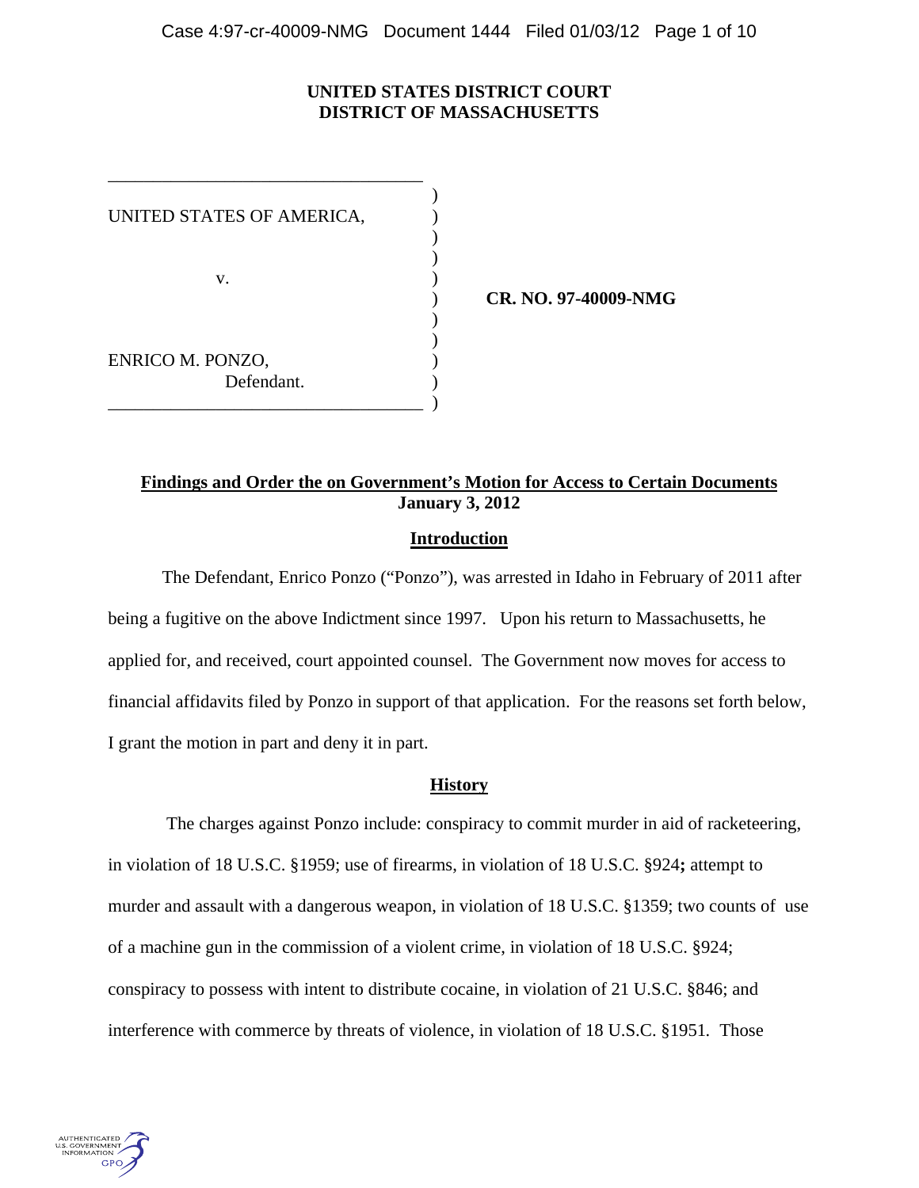**UNITED STATES DISTRICT COURT**
**DISTRICT OF MASSACHUSETTS**

UNITED STATES OF AMERICA,

v.

ENRICO M. PONZO,
Defendant.

**CR. NO. 97-40009-NMG**

**Findings and Order the on Government's Motion for Access to Certain Documents**
**January 3, 2012**

## Introduction

The Defendant, Enrico Ponzo ("Ponzo"), was arrested in Idaho in February of 2011 after being a fugitive on the above Indictment since 1997. Upon his return to Massachusetts, he applied for, and received, court appointed counsel. The Government now moves for access to financial affidavits filed by Ponzo in support of that application. For the reasons set forth below, I grant the motion in part and deny it in part.

## History

The charges against Ponzo include: conspiracy to commit murder in aid of racketeering, in violation of 18 U.S.C. §1959; use of firearms, in violation of 18 U.S.C. §924**;** attempt to murder and assault with a dangerous weapon, in violation of 18 U.S.C. §1359; two counts of use of a machine gun in the commission of a violent crime, in violation of 18 U.S.C. §924; conspiracy to possess with intent to distribute cocaine, in violation of 21 U.S.C. §846; and interference with commerce by threats of violence, in violation of 18 U.S.C. §1951. Those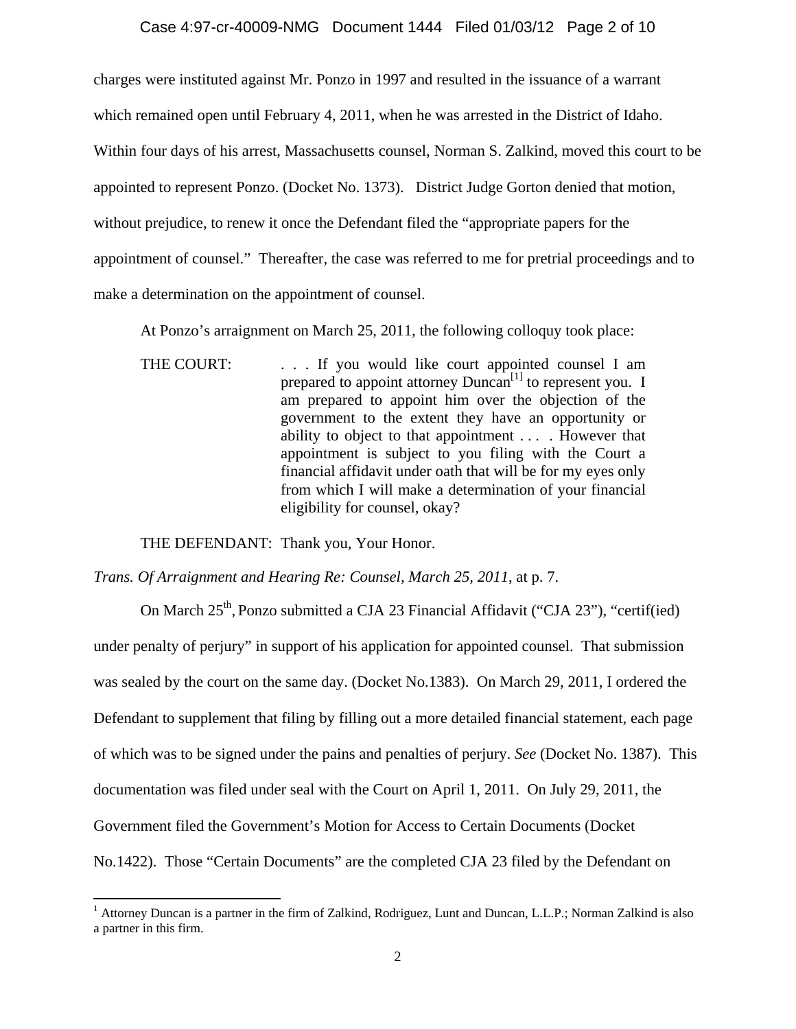charges were instituted against Mr. Ponzo in 1997 and resulted in the issuance of a warrant which remained open until February 4, 2011, when he was arrested in the District of Idaho. Within four days of his arrest, Massachusetts counsel, Norman S. Zalkind, moved this court to be appointed to represent Ponzo. (Docket No. 1373). District Judge Gorton denied that motion, without prejudice, to renew it once the Defendant filed the "appropriate papers for the appointment of counsel." Thereafter, the case was referred to me for pretrial proceedings and to make a determination on the appointment of counsel.

At Ponzo's arraignment on March 25, 2011, the following colloquy took place:

> THE COURT: . . . If you would like court appointed counsel I am prepared to appoint attorney Duncan[1] to represent you. I am prepared to appoint him over the objection of the government to the extent they have an opportunity or ability to object to that appointment . . . . However that appointment is subject to you filing with the Court a financial affidavit under oath that will be for my eyes only from which I will make a determination of your financial eligibility for counsel, okay?
>
> THE DEFENDANT: Thank you, Your Honor.

*Trans. Of Arraignment and Hearing Re: Counsel, March 25, 2011*, at p. 7.

On March 25th, Ponzo submitted a CJA 23 Financial Affidavit ("CJA 23"), "certif(ied) under penalty of perjury" in support of his application for appointed counsel. That submission was sealed by the court on the same day. (Docket No.1383). On March 29, 2011, I ordered the Defendant to supplement that filing by filling out a more detailed financial statement, each page of which was to be signed under the pains and penalties of perjury. *See* (Docket No. 1387). This documentation was filed under seal with the Court on April 1, 2011. On July 29, 2011, the Government filed the Government's Motion for Access to Certain Documents (Docket No.1422). Those "Certain Documents" are the completed CJA 23 filed by the Defendant on

---

[1] Attorney Duncan is a partner in the firm of Zalkind, Rodriguez, Lunt and Duncan, L.L.P.; Norman Zalkind is also a partner in this firm.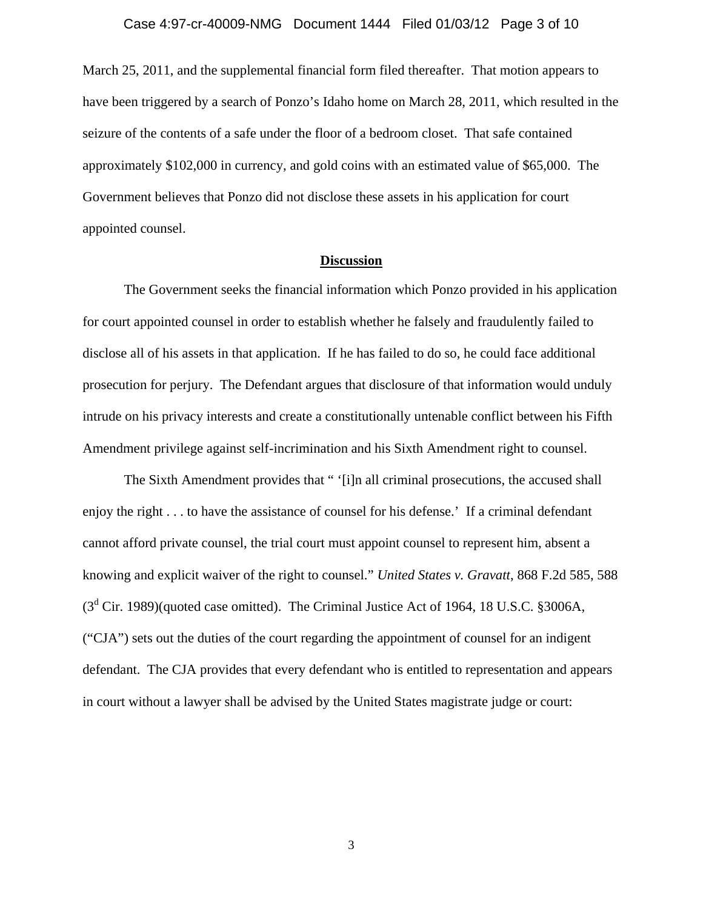March 25, 2011, and the supplemental financial form filed thereafter. That motion appears to have been triggered by a search of Ponzo's Idaho home on March 28, 2011, which resulted in the seizure of the contents of a safe under the floor of a bedroom closet. That safe contained approximately $102,000 in currency, and gold coins with an estimated value of $65,000. The Government believes that Ponzo did not disclose these assets in his application for court appointed counsel.

## Discussion

The Government seeks the financial information which Ponzo provided in his application for court appointed counsel in order to establish whether he falsely and fraudulently failed to disclose all of his assets in that application. If he has failed to do so, he could face additional prosecution for perjury. The Defendant argues that disclosure of that information would unduly intrude on his privacy interests and create a constitutionally untenable conflict between his Fifth Amendment privilege against self-incrimination and his Sixth Amendment right to counsel.

The Sixth Amendment provides that " '[i]n all criminal prosecutions, the accused shall enjoy the right . . . to have the assistance of counsel for his defense.' If a criminal defendant cannot afford private counsel, the trial court must appoint counsel to represent him, absent a knowing and explicit waiver of the right to counsel." *United States v. Gravatt*, 868 F.2d 585, 588 (3d Cir. 1989)(quoted case omitted). The Criminal Justice Act of 1964, 18 U.S.C. §3006A, ("CJA") sets out the duties of the court regarding the appointment of counsel for an indigent defendant. The CJA provides that every defendant who is entitled to representation and appears in court without a lawyer shall be advised by the United States magistrate judge or court: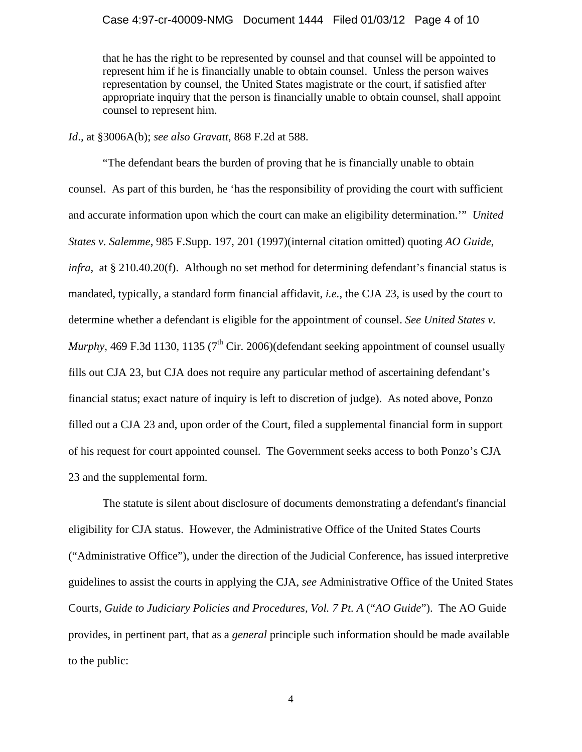> that he has the right to be represented by counsel and that counsel will be appointed to represent him if he is financially unable to obtain counsel. Unless the person waives representation by counsel, the United States magistrate or the court, if satisfied after appropriate inquiry that the person is financially unable to obtain counsel, shall appoint counsel to represent him.

*Id.*, at §3006A(b); *see also Gravatt*, 868 F.2d at 588.

"The defendant bears the burden of proving that he is financially unable to obtain counsel. As part of this burden, he 'has the responsibility of providing the court with sufficient and accurate information upon which the court can make an eligibility determination.'" *United States v. Salemme*, 985 F.Supp. 197, 201 (1997)(internal citation omitted) quoting *AO Guide*, *infra*, at § 210.40.20(f). Although no set method for determining defendant's financial status is mandated, typically, a standard form financial affidavit, *i.e.*, the CJA 23, is used by the court to determine whether a defendant is eligible for the appointment of counsel. *See United States v. Murphy*, 469 F.3d 1130, 1135 (7th Cir. 2006)(defendant seeking appointment of counsel usually fills out CJA 23, but CJA does not require any particular method of ascertaining defendant's financial status; exact nature of inquiry is left to discretion of judge). As noted above, Ponzo filled out a CJA 23 and, upon order of the Court, filed a supplemental financial form in support of his request for court appointed counsel. The Government seeks access to both Ponzo's CJA 23 and the supplemental form.

The statute is silent about disclosure of documents demonstrating a defendant's financial eligibility for CJA status. However, the Administrative Office of the United States Courts ("Administrative Office"), under the direction of the Judicial Conference, has issued interpretive guidelines to assist the courts in applying the CJA, *see* Administrative Office of the United States Courts, *Guide to Judiciary Policies and Procedures, Vol. 7 Pt. A* ("*AO Guide*"). The AO Guide provides, in pertinent part, that as a *general* principle such information should be made available to the public: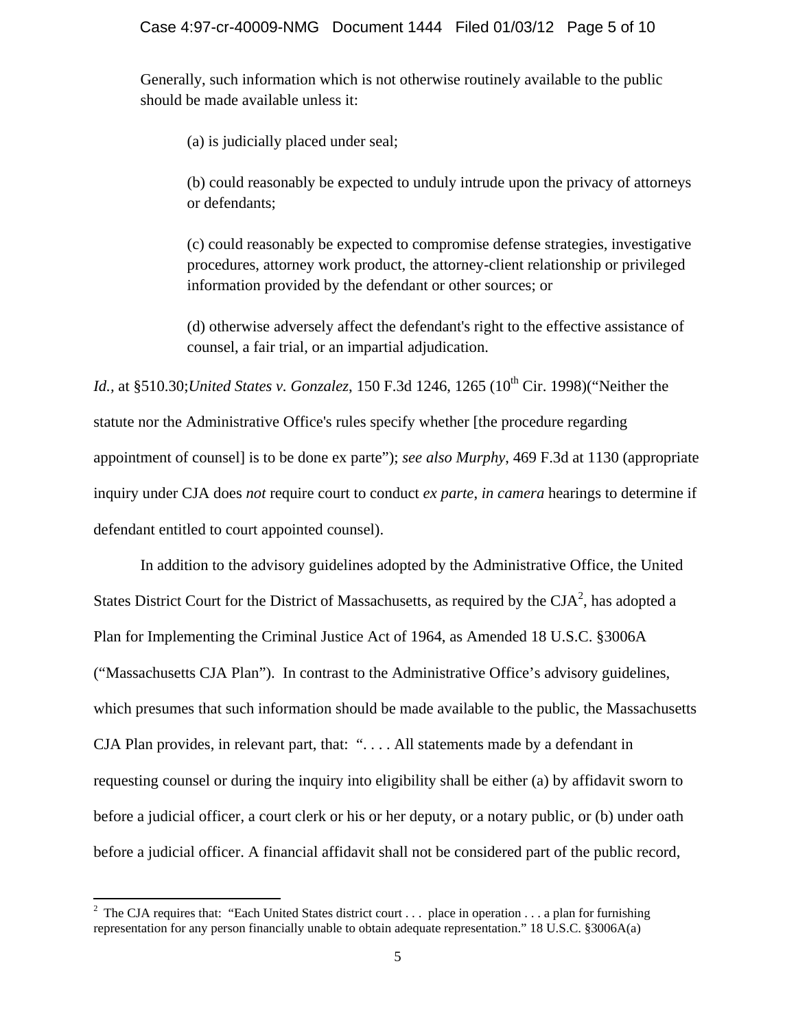Generally, such information which is not otherwise routinely available to the public should be made available unless it:

> (a) is judicially placed under seal;
>
> (b) could reasonably be expected to unduly intrude upon the privacy of attorneys or defendants;
>
> (c) could reasonably be expected to compromise defense strategies, investigative procedures, attorney work product, the attorney-client relationship or privileged information provided by the defendant or other sources; or
>
> (d) otherwise adversely affect the defendant's right to the effective assistance of counsel, a fair trial, or an impartial adjudication.

*Id.*, at §510.30;*United States v. Gonzalez*, 150 F.3d 1246, 1265 (10th Cir. 1998)("Neither the statute nor the Administrative Office's rules specify whether [the procedure regarding appointment of counsel] is to be done ex parte"); *see also Murphy*, 469 F.3d at 1130 (appropriate inquiry under CJA does *not* require court to conduct *ex parte*, *in camera* hearings to determine if defendant entitled to court appointed counsel).

In addition to the advisory guidelines adopted by the Administrative Office, the United States District Court for the District of Massachusetts, as required by the CJA[2], has adopted a Plan for Implementing the Criminal Justice Act of 1964, as Amended 18 U.S.C. §3006A ("Massachusetts CJA Plan"). In contrast to the Administrative Office's advisory guidelines, which presumes that such information should be made available to the public, the Massachusetts CJA Plan provides, in relevant part, that: ". . . . All statements made by a defendant in requesting counsel or during the inquiry into eligibility shall be either (a) by affidavit sworn to before a judicial officer, a court clerk or his or her deputy, or a notary public, or (b) under oath before a judicial officer. A financial affidavit shall not be considered part of the public record,

[2] The CJA requires that: "Each United States district court . . . place in operation . . . a plan for furnishing representation for any person financially unable to obtain adequate representation." 18 U.S.C. §3006A(a)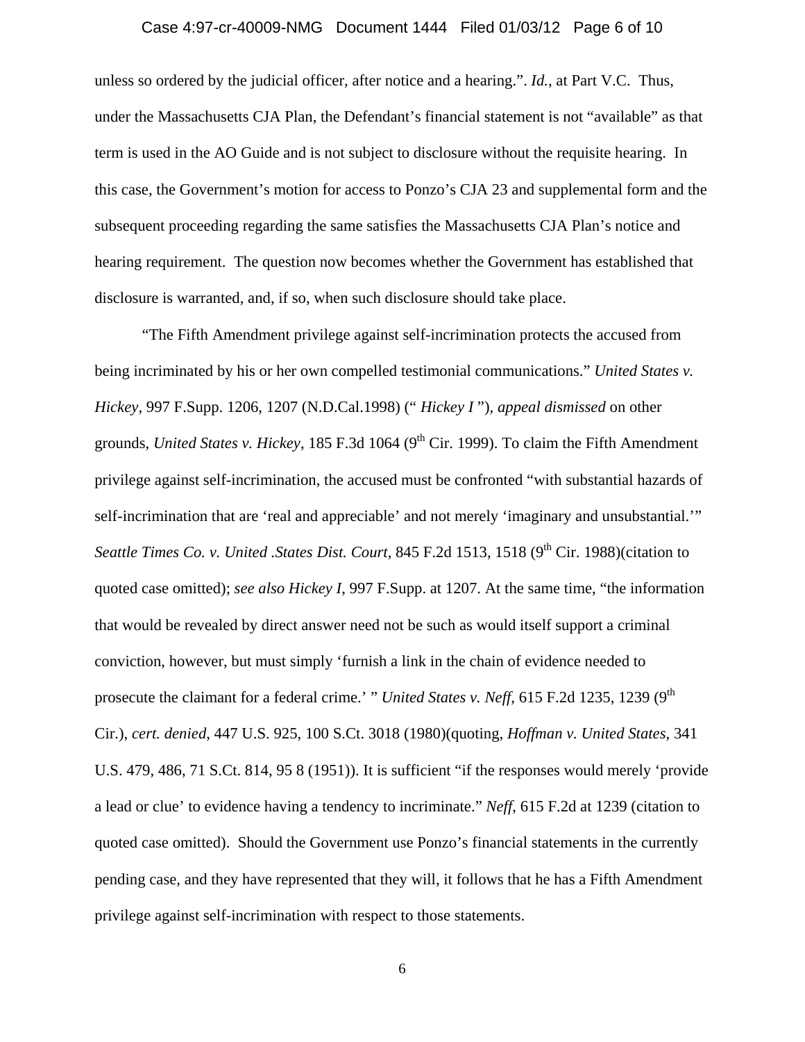unless so ordered by the judicial officer, after notice and a hearing.". *Id.*, at Part V.C. Thus, under the Massachusetts CJA Plan, the Defendant's financial statement is not "available" as that term is used in the AO Guide and is not subject to disclosure without the requisite hearing. In this case, the Government's motion for access to Ponzo's CJA 23 and supplemental form and the subsequent proceeding regarding the same satisfies the Massachusetts CJA Plan's notice and hearing requirement. The question now becomes whether the Government has established that disclosure is warranted, and, if so, when such disclosure should take place.

"The Fifth Amendment privilege against self-incrimination protects the accused from being incriminated by his or her own compelled testimonial communications." *United States v. Hickey*, 997 F.Supp. 1206, 1207 (N.D.Cal.1998) (" *Hickey I* "), *appeal dismissed* on other grounds, *United States v. Hickey*, 185 F.3d 1064 (9th Cir. 1999). To claim the Fifth Amendment privilege against self-incrimination, the accused must be confronted "with substantial hazards of self-incrimination that are 'real and appreciable' and not merely 'imaginary and unsubstantial.'" *Seattle Times Co. v. United .States Dist. Court*, 845 F.2d 1513, 1518 (9th Cir. 1988)(citation to quoted case omitted); *see also Hickey I*, 997 F.Supp. at 1207. At the same time, "the information that would be revealed by direct answer need not be such as would itself support a criminal conviction, however, but must simply 'furnish a link in the chain of evidence needed to prosecute the claimant for a federal crime.' " *United States v. Neff*, 615 F.2d 1235, 1239 (9th Cir.), *cert. denied*, 447 U.S. 925, 100 S.Ct. 3018 (1980)(quoting, *Hoffman v. United States*, 341 U.S. 479, 486, 71 S.Ct. 814, 95 8 (1951)). It is sufficient "if the responses would merely 'provide a lead or clue' to evidence having a tendency to incriminate." *Neff*, 615 F.2d at 1239 (citation to quoted case omitted). Should the Government use Ponzo's financial statements in the currently pending case, and they have represented that they will, it follows that he has a Fifth Amendment privilege against self-incrimination with respect to those statements.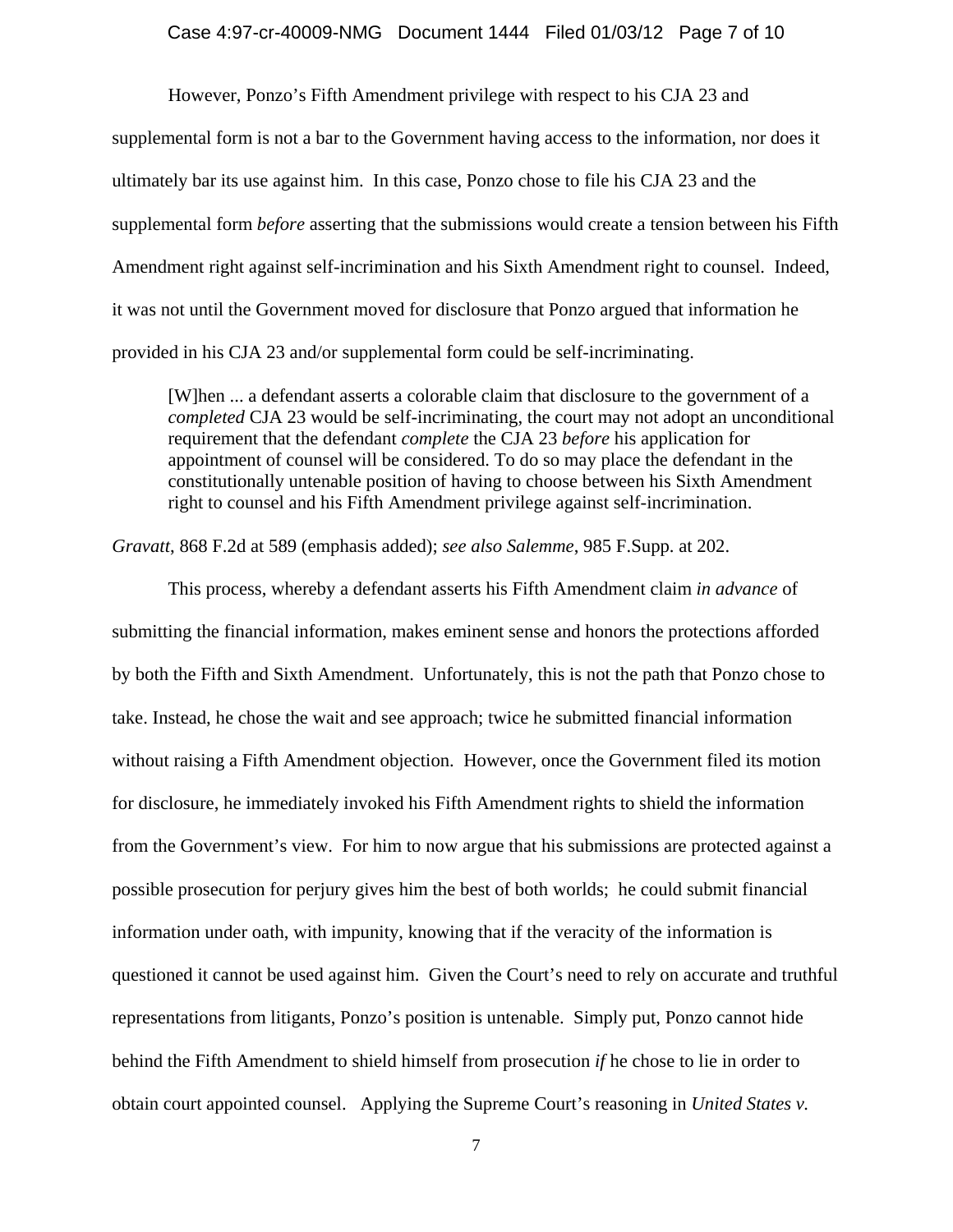However, Ponzo's Fifth Amendment privilege with respect to his CJA 23 and supplemental form is not a bar to the Government having access to the information, nor does it ultimately bar its use against him. In this case, Ponzo chose to file his CJA 23 and the supplemental form *before* asserting that the submissions would create a tension between his Fifth Amendment right against self-incrimination and his Sixth Amendment right to counsel. Indeed, it was not until the Government moved for disclosure that Ponzo argued that information he provided in his CJA 23 and/or supplemental form could be self-incriminating.

> [W]hen ... a defendant asserts a colorable claim that disclosure to the government of a *completed* CJA 23 would be self-incriminating, the court may not adopt an unconditional requirement that the defendant *complete* the CJA 23 *before* his application for appointment of counsel will be considered. To do so may place the defendant in the constitutionally untenable position of having to choose between his Sixth Amendment right to counsel and his Fifth Amendment privilege against self-incrimination.

*Gravatt*, 868 F.2d at 589 (emphasis added); *see also Salemme*, 985 F.Supp. at 202.

This process, whereby a defendant asserts his Fifth Amendment claim *in advance* of submitting the financial information, makes eminent sense and honors the protections afforded by both the Fifth and Sixth Amendment. Unfortunately, this is not the path that Ponzo chose to take. Instead, he chose the wait and see approach; twice he submitted financial information without raising a Fifth Amendment objection. However, once the Government filed its motion for disclosure, he immediately invoked his Fifth Amendment rights to shield the information from the Government's view. For him to now argue that his submissions are protected against a possible prosecution for perjury gives him the best of both worlds; he could submit financial information under oath, with impunity, knowing that if the veracity of the information is questioned it cannot be used against him. Given the Court's need to rely on accurate and truthful representations from litigants, Ponzo's position is untenable. Simply put, Ponzo cannot hide behind the Fifth Amendment to shield himself from prosecution *if* he chose to lie in order to obtain court appointed counsel. Applying the Supreme Court's reasoning in *United States v.*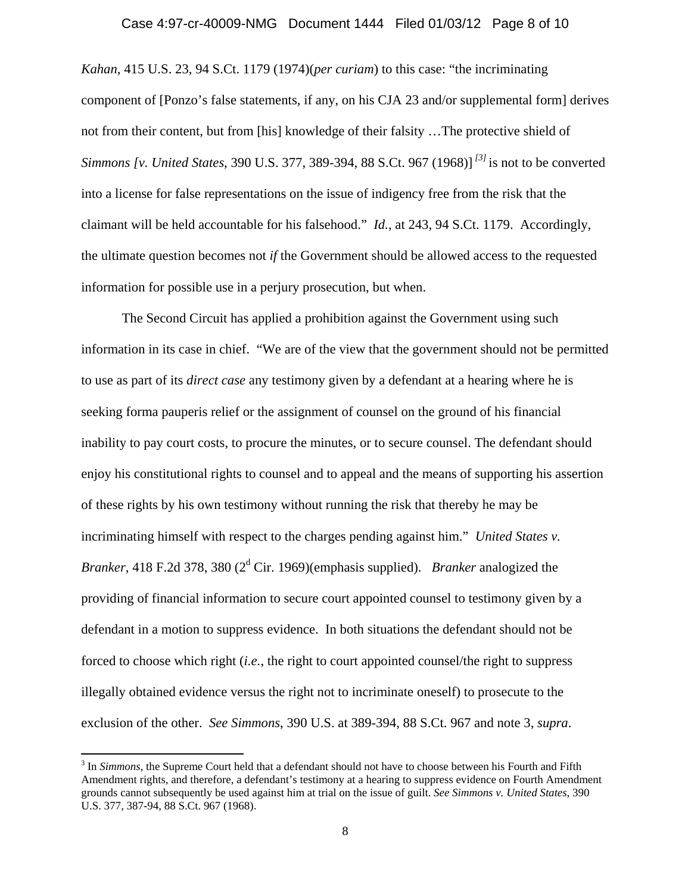*Kahan*, 415 U.S. 23, 94 S.Ct. 1179 (1974)(*per curiam*) to this case: "the incriminating component of [Ponzo's false statements, if any, on his CJA 23 and/or supplemental form] derives not from their content, but from [his] knowledge of their falsity …The protective shield of *Simmons [v. United States*, 390 U.S. 377, 389-394, 88 S.Ct. 967 (1968)] [3] is not to be converted into a license for false representations on the issue of indigency free from the risk that the claimant will be held accountable for his falsehood." *Id.*, at 243, 94 S.Ct. 1179. Accordingly, the ultimate question becomes not *if* the Government should be allowed access to the requested information for possible use in a perjury prosecution, but when.

The Second Circuit has applied a prohibition against the Government using such information in its case in chief. "We are of the view that the government should not be permitted to use as part of its *direct case* any testimony given by a defendant at a hearing where he is seeking forma pauperis relief or the assignment of counsel on the ground of his financial inability to pay court costs, to procure the minutes, or to secure counsel. The defendant should enjoy his constitutional rights to counsel and to appeal and the means of supporting his assertion of these rights by his own testimony without running the risk that thereby he may be incriminating himself with respect to the charges pending against him." *United States v. Branker*, 418 F.2d 378, 380 (2d Cir. 1969)(emphasis supplied). *Branker* analogized the providing of financial information to secure court appointed counsel to testimony given by a defendant in a motion to suppress evidence. In both situations the defendant should not be forced to choose which right (*i.e.*, the right to court appointed counsel/the right to suppress illegally obtained evidence versus the right not to incriminate oneself) to prosecute to the exclusion of the other. *See Simmons*, 390 U.S. at 389-394, 88 S.Ct. 967 and note 3, *supra*.

---

[3] In *Simmons*, the Supreme Court held that a defendant should not have to choose between his Fourth and Fifth Amendment rights, and therefore, a defendant's testimony at a hearing to suppress evidence on Fourth Amendment grounds cannot subsequently be used against him at trial on the issue of guilt. *See Simmons v. United States*, 390 U.S. 377, 387-94, 88 S.Ct. 967 (1968).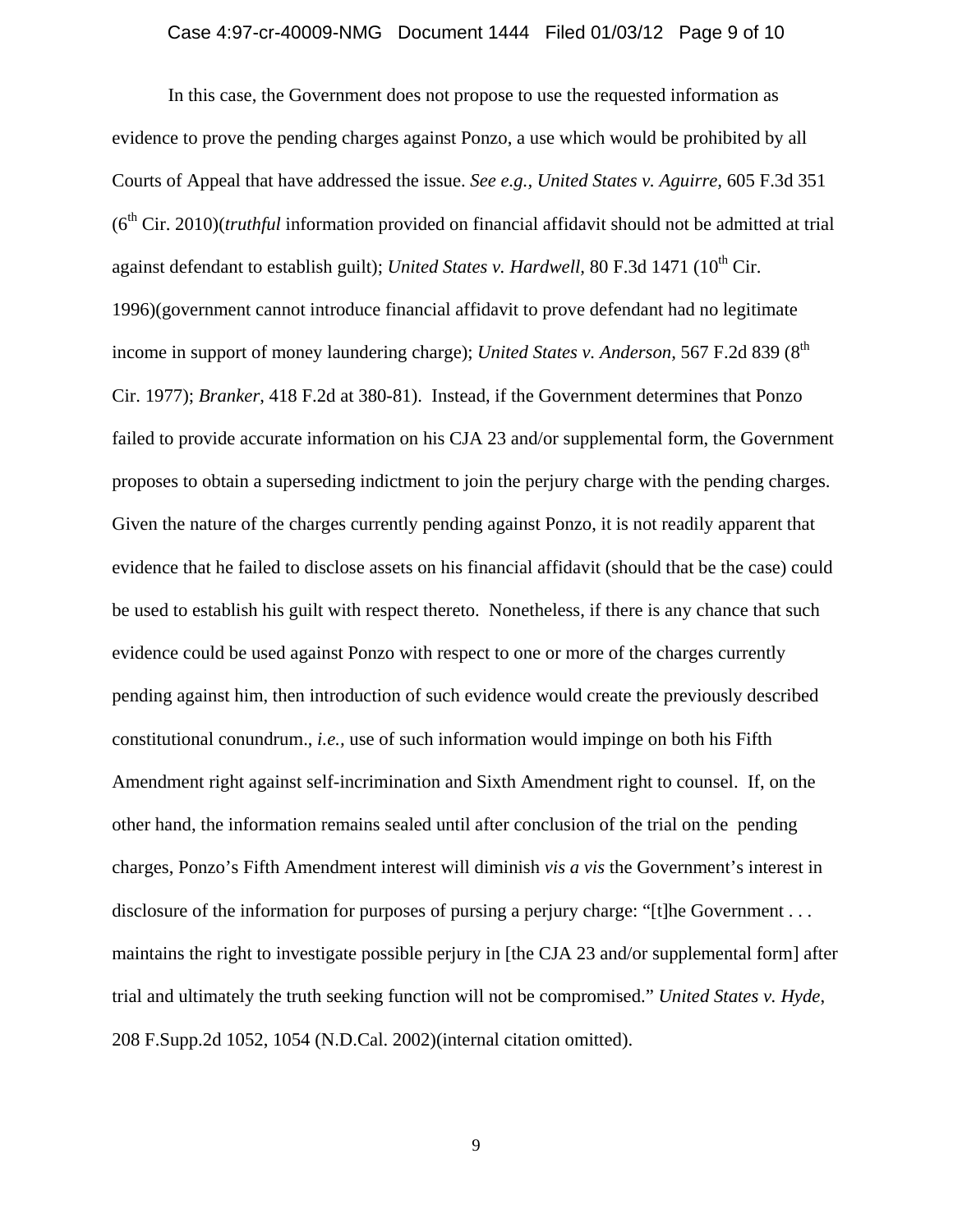In this case, the Government does not propose to use the requested information as evidence to prove the pending charges against Ponzo, a use which would be prohibited by all Courts of Appeal that have addressed the issue. *See e.g., United States v. Aguirre*, 605 F.3d 351 (6th Cir. 2010)(*truthful* information provided on financial affidavit should not be admitted at trial against defendant to establish guilt); *United States v. Hardwell*, 80 F.3d 1471 (10th Cir. 1996)(government cannot introduce financial affidavit to prove defendant had no legitimate income in support of money laundering charge); *United States v. Anderson*, 567 F.2d 839 (8th Cir. 1977); *Branker*, 418 F.2d at 380-81). Instead, if the Government determines that Ponzo failed to provide accurate information on his CJA 23 and/or supplemental form, the Government proposes to obtain a superseding indictment to join the perjury charge with the pending charges. Given the nature of the charges currently pending against Ponzo, it is not readily apparent that evidence that he failed to disclose assets on his financial affidavit (should that be the case) could be used to establish his guilt with respect thereto. Nonetheless, if there is any chance that such evidence could be used against Ponzo with respect to one or more of the charges currently pending against him, then introduction of such evidence would create the previously described constitutional conundrum., *i.e.*, use of such information would impinge on both his Fifth Amendment right against self-incrimination and Sixth Amendment right to counsel. If, on the other hand, the information remains sealed until after conclusion of the trial on the pending charges, Ponzo's Fifth Amendment interest will diminish *vis a vis* the Government's interest in disclosure of the information for purposes of pursing a perjury charge: "[t]he Government . . . maintains the right to investigate possible perjury in [the CJA 23 and/or supplemental form] after trial and ultimately the truth seeking function will not be compromised." *United States v. Hyde*, 208 F.Supp.2d 1052, 1054 (N.D.Cal. 2002)(internal citation omitted).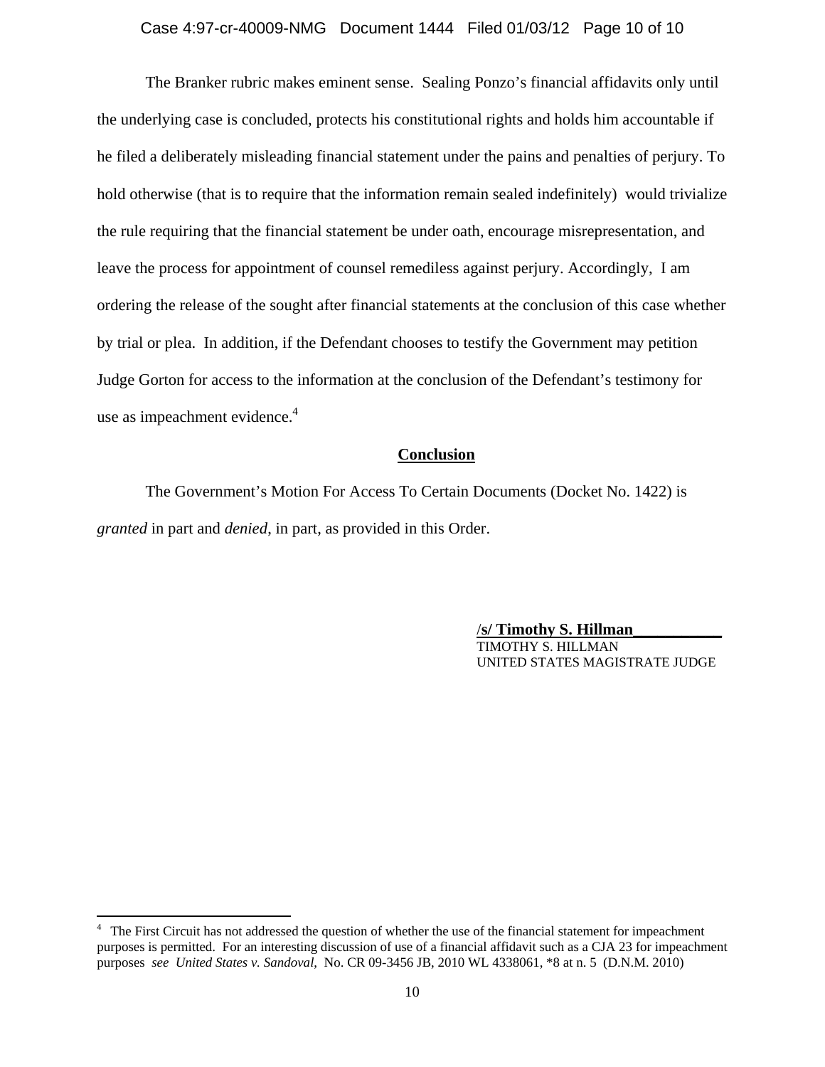The Branker rubric makes eminent sense. Sealing Ponzo's financial affidavits only until the underlying case is concluded, protects his constitutional rights and holds him accountable if he filed a deliberately misleading financial statement under the pains and penalties of perjury. To hold otherwise (that is to require that the information remain sealed indefinitely) would trivialize the rule requiring that the financial statement be under oath, encourage misrepresentation, and leave the process for appointment of counsel remediless against perjury. Accordingly, I am ordering the release of the sought after financial statements at the conclusion of this case whether by trial or plea. In addition, if the Defendant chooses to testify the Government may petition Judge Gorton for access to the information at the conclusion of the Defendant's testimony for use as impeachment evidence.[4]

## Conclusion

The Government's Motion For Access To Certain Documents (Docket No. 1422) is *granted* in part and *denied*, in part, as provided in this Order.

**/s/ Timothy S. Hillman\_\_\_\_\_\_\_\_\_\_\_**
TIMOTHY S. HILLMAN
UNITED STATES MAGISTRATE JUDGE

---

[4] The First Circuit has not addressed the question of whether the use of the financial statement for impeachment purposes is permitted. For an interesting discussion of use of a financial affidavit such as a CJA 23 for impeachment purposes *see United States v. Sandoval*, No. CR 09-3456 JB, 2010 WL 4338061, \*8 at n. 5 (D.N.M. 2010)